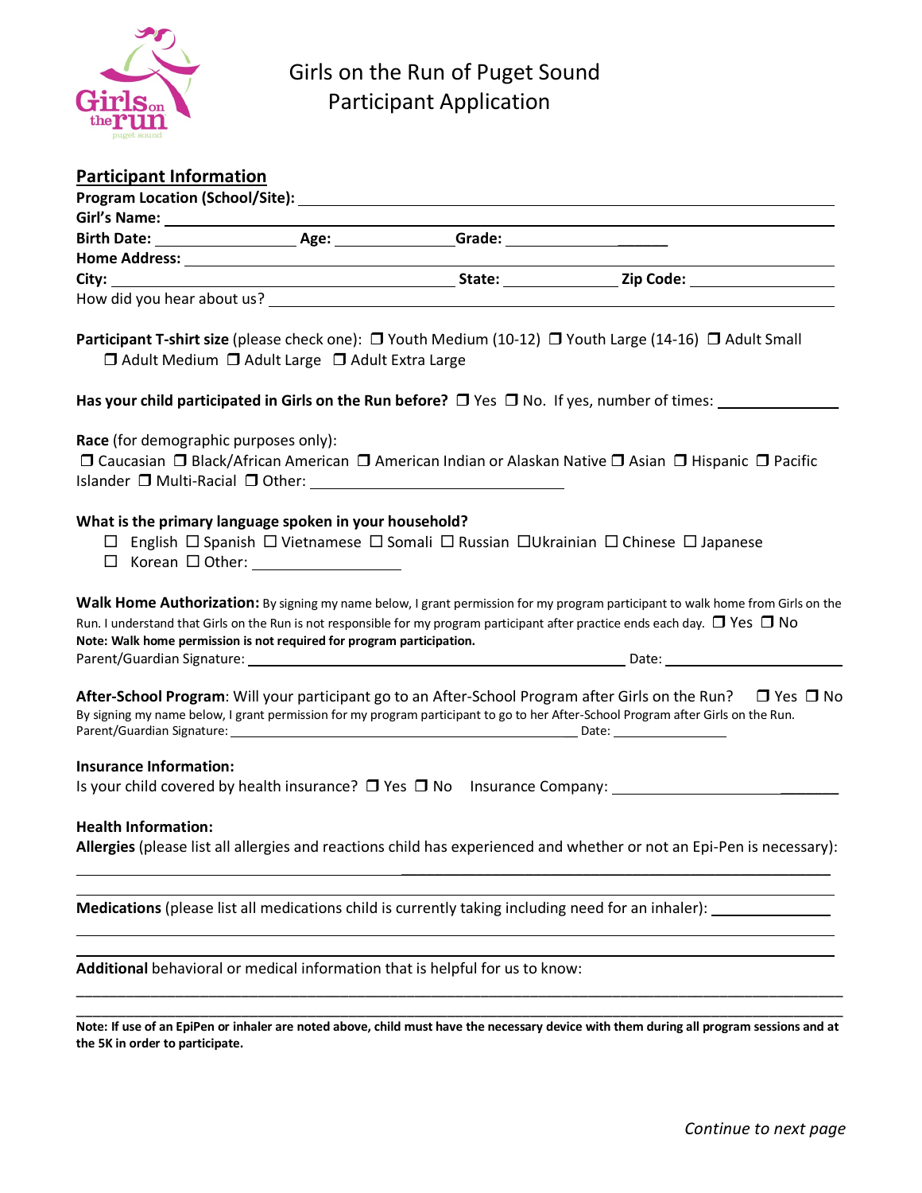# Girls on the Run of Puget Sound
## Participant Application

## Participant Information

**Program Location (School/Site):** ____________________

**Girl's Name:** ____________________

**Birth Date:** ____________ **Age:** ____________ **Grade:** ____________

**Home Address:** ____________________

**City:** ____________ **State:** ____________ **Zip Code:** ____________

How did you hear about us? ____________________

**Participant T-shirt size** (please check one): ❒ Youth Medium (10-12) ❒ Youth Large (14-16) ❒ Adult Small ❒ Adult Medium ❒ Adult Large ❒ Adult Extra Large

**Has your child participated in Girls on the Run before?** ❒ Yes ❒ No. If yes, number of times: ____________

**Race** (for demographic purposes only):
❒ Caucasian ❒ Black/African American ❒ American Indian or Alaskan Native ❒ Asian ❒ Hispanic ❒ Pacific Islander ❒ Multi-Racial ❒ Other: ____________

**What is the primary language spoken in your household?**
☐ English ☐ Spanish ☐ Vietnamese ☐ Somali ☐ Russian ☐Ukrainian ☐ Chinese ☐ Japanese
☐ Korean ☐ Other: ____________

**Walk Home Authorization:** By signing my name below, I grant permission for my program participant to walk home from Girls on the Run. I understand that Girls on the Run is not responsible for my program participant after practice ends each day. ❒ Yes ❒ No
**Note: Walk home permission is not required for program participation.**
Parent/Guardian Signature: ____________________ Date: ____________

**After-School Program**: Will your participant go to an After-School Program after Girls on the Run? ❒ Yes ❒ No
By signing my name below, I grant permission for my program participant to go to her After-School Program after Girls on the Run.
Parent/Guardian Signature: ____________________ Date: ____________

**Insurance Information:**
Is your child covered by health insurance? ❒ Yes ❒ No Insurance Company: ____________

**Health Information:**
**Allergies** (please list all allergies and reactions child has experienced and whether or not an Epi-Pen is necessary):
____________________
____________________

**Medications** (please list all medications child is currently taking including need for an inhaler): ____________
____________________
____________________

**Additional** behavioral or medical information that is helpful for us to know:
____________________
____________________

**Note: If use of an EpiPen or inhaler are noted above, child must have the necessary device with them during all program sessions and at the 5K in order to participate.**

*Continue to next page*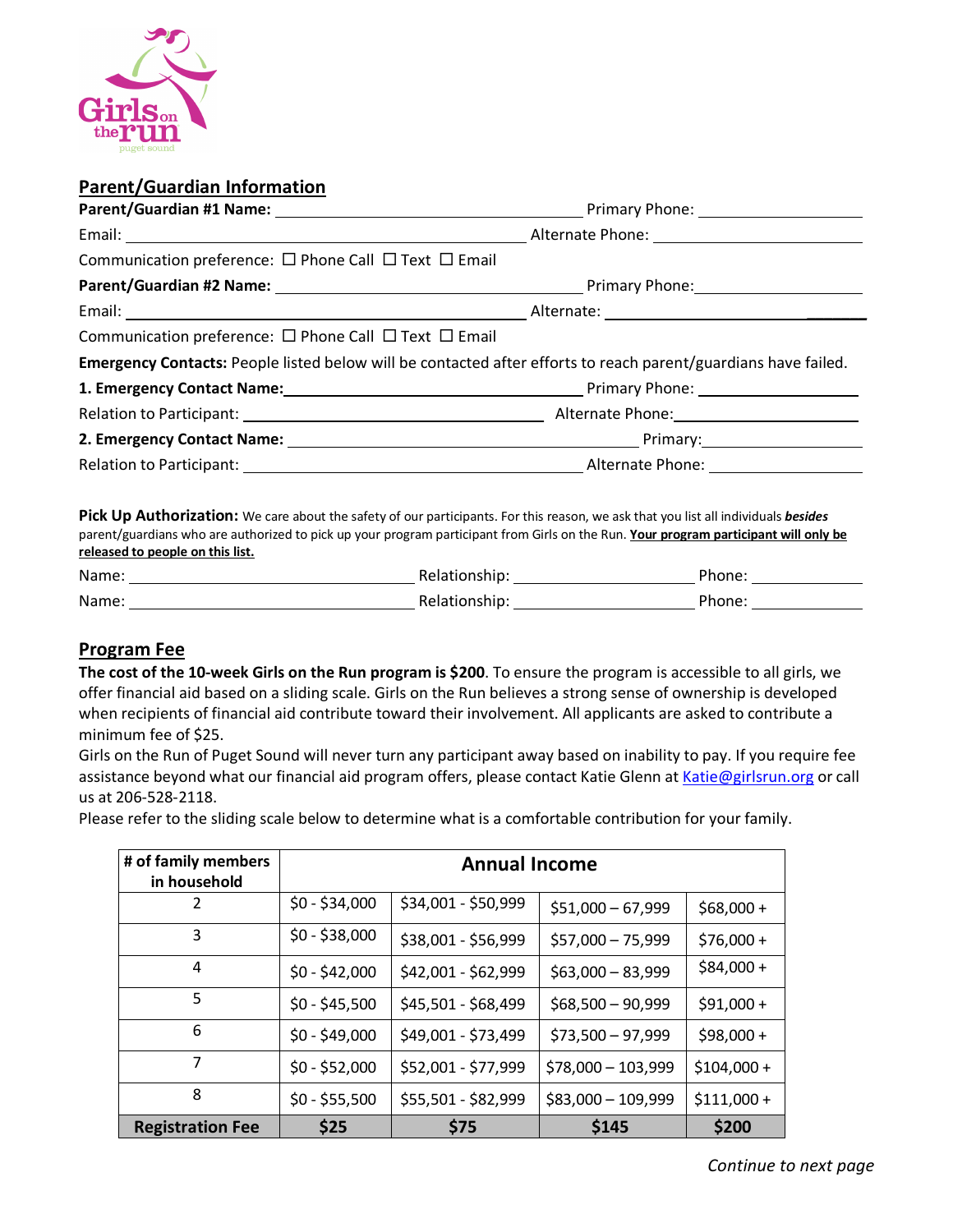## Parent/Guardian Information

**Parent/Guardian #1 Name:** ______________________ Primary Phone: ______________

Email: ______________________ Alternate Phone: ______________

Communication preference: ☐ Phone Call ☐ Text ☐ Email

**Parent/Guardian #2 Name:** ______________________ Primary Phone: ______________

Email: ______________________ Alternate: ______________

Communication preference: ☐ Phone Call ☐ Text ☐ Email

**Emergency Contacts:** People listed below will be contacted after efforts to reach parent/guardians have failed.

**1. Emergency Contact Name:** ______________________ Primary Phone: ______________

Relation to Participant: ______________________ Alternate Phone: ______________

**2. Emergency Contact Name:** ______________________ Primary: ______________

Relation to Participant: ______________________ Alternate Phone: ______________

**Pick Up Authorization:** We care about the safety of our participants. For this reason, we ask that you list all individuals ***besides*** parent/guardians who are authorized to pick up your program participant from Girls on the Run. **Your program participant will only be released to people on this list.**

Name: ______________________ Relationship: ______________ Phone: ______________

Name: ______________________ Relationship: ______________ Phone: ______________

## Program Fee

**The cost of the 10-week Girls on the Run program is $200**. To ensure the program is accessible to all girls, we offer financial aid based on a sliding scale. Girls on the Run believes a strong sense of ownership is developed when recipients of financial aid contribute toward their involvement. All applicants are asked to contribute a minimum fee of $25.

Girls on the Run of Puget Sound will never turn any participant away based on inability to pay. If you require fee assistance beyond what our financial aid program offers, please contact Katie Glenn at Katie@girlsrun.org or call us at 206-528-2118.

Please refer to the sliding scale below to determine what is a comfortable contribution for your family.

| # of family members in household | Annual Income | | | |
|---|---|---|---|---|
| 2 | $0 - $34,000 | $34,001 - $50,999 | $51,000 – 67,999 | $68,000 + |
| 3 | $0 - $38,000 | $38,001 - $56,999 | $57,000 – 75,999 | $76,000 + |
| 4 | $0 - $42,000 | $42,001 - $62,999 | $63,000 – 83,999 | $84,000 + |
| 5 | $0 - $45,500 | $45,501 - $68,499 | $68,500 – 90,999 | $91,000 + |
| 6 | $0 - $49,000 | $49,001 - $73,499 | $73,500 – 97,999 | $98,000 + |
| 7 | $0 - $52,000 | $52,001 - $77,999 | $78,000 – 103,999 | $104,000 + |
| 8 | $0 - $55,500 | $55,501 - $82,999 | $83,000 – 109,999 | $111,000 + |
| **Registration Fee** | **$25** | **$75** | **$145** | **$200** |

*Continue to next page*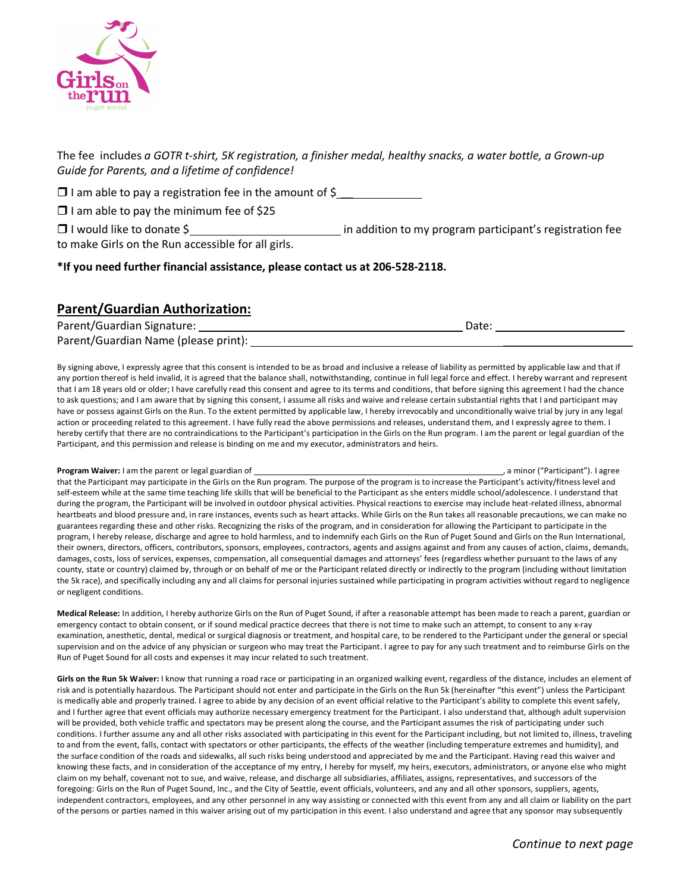The fee includes *a GOTR t-shirt, 5K registration, a finisher medal, healthy snacks, a water bottle, a Grown-up Guide for Parents, and a lifetime of confidence!*

❒ I am able to pay a registration fee in the amount of $_______________

❒ I am able to pay the minimum fee of $25

❒ I would like to donate $__________________________ in addition to my program participant's registration fee to make Girls on the Run accessible for all girls.

**\*If you need further financial assistance, please contact us at 206-528-2118.**

## Parent/Guardian Authorization:

Parent/Guardian Signature: _____________________________________________ Date: ______________________

Parent/Guardian Name (please print): ________________________________________________________________

By signing above, I expressly agree that this consent is intended to be as broad and inclusive a release of liability as permitted by applicable law and that if any portion thereof is held invalid, it is agreed that the balance shall, notwithstanding, continue in full legal force and effect. I hereby warrant and represent that I am 18 years old or older; I have carefully read this consent and agree to its terms and conditions, that before signing this agreement I had the chance to ask questions; and I am aware that by signing this consent, I assume all risks and waive and release certain substantial rights that I and participant may have or possess against Girls on the Run. To the extent permitted by applicable law, I hereby irrevocably and unconditionally waive trial by jury in any legal action or proceeding related to this agreement. I have fully read the above permissions and releases, understand them, and I expressly agree to them. I hereby certify that there are no contraindications to the Participant's participation in the Girls on the Run program. I am the parent or legal guardian of the Participant, and this permission and release is binding on me and my executor, administrators and heirs.

**Program Waiver:** I am the parent or legal guardian of ________________________________________________________, a minor ("Participant"). I agree that the Participant may participate in the Girls on the Run program. The purpose of the program is to increase the Participant's activity/fitness level and self-esteem while at the same time teaching life skills that will be beneficial to the Participant as she enters middle school/adolescence. I understand that during the program, the Participant will be involved in outdoor physical activities. Physical reactions to exercise may include heat-related illness, abnormal heartbeats and blood pressure and, in rare instances, events such as heart attacks. While Girls on the Run takes all reasonable precautions, we can make no guarantees regarding these and other risks. Recognizing the risks of the program, and in consideration for allowing the Participant to participate in the program, I hereby release, discharge and agree to hold harmless, and to indemnify each Girls on the Run of Puget Sound and Girls on the Run International, their owners, directors, officers, contributors, sponsors, employees, contractors, agents and assigns against and from any causes of action, claims, demands, damages, costs, loss of services, expenses, compensation, all consequential damages and attorneys' fees (regardless whether pursuant to the laws of any county, state or country) claimed by, through or on behalf of me or the Participant related directly or indirectly to the program (including without limitation the 5k race), and specifically including any and all claims for personal injuries sustained while participating in program activities without regard to negligence or negligent conditions.

**Medical Release:** In addition, I hereby authorize Girls on the Run of Puget Sound, if after a reasonable attempt has been made to reach a parent, guardian or emergency contact to obtain consent, or if sound medical practice decrees that there is not time to make such an attempt, to consent to any x-ray examination, anesthetic, dental, medical or surgical diagnosis or treatment, and hospital care, to be rendered to the Participant under the general or special supervision and on the advice of any physician or surgeon who may treat the Participant. I agree to pay for any such treatment and to reimburse Girls on the Run of Puget Sound for all costs and expenses it may incur related to such treatment.

**Girls on the Run 5k Waiver:** I know that running a road race or participating in an organized walking event, regardless of the distance, includes an element of risk and is potentially hazardous. The Participant should not enter and participate in the Girls on the Run 5k (hereinafter "this event") unless the Participant is medically able and properly trained. I agree to abide by any decision of an event official relative to the Participant's ability to complete this event safely, and I further agree that event officials may authorize necessary emergency treatment for the Participant. I also understand that, although adult supervision will be provided, both vehicle traffic and spectators may be present along the course, and the Participant assumes the risk of participating under such conditions. I further assume any and all other risks associated with participating in this event for the Participant including, but not limited to, illness, traveling to and from the event, falls, contact with spectators or other participants, the effects of the weather (including temperature extremes and humidity), and the surface condition of the roads and sidewalks, all such risks being understood and appreciated by me and the Participant. Having read this waiver and knowing these facts, and in consideration of the acceptance of my entry, I hereby for myself, my heirs, executors, administrators, or anyone else who might claim on my behalf, covenant not to sue, and waive, release, and discharge all subsidiaries, affiliates, assigns, representatives, and successors of the foregoing: Girls on the Run of Puget Sound, Inc., and the City of Seattle, event officials, volunteers, and any and all other sponsors, suppliers, agents, independent contractors, employees, and any other personnel in any way assisting or connected with this event from any and all claim or liability on the part of the persons or parties named in this waiver arising out of my participation in this event. I also understand and agree that any sponsor may subsequently

*Continue to next page*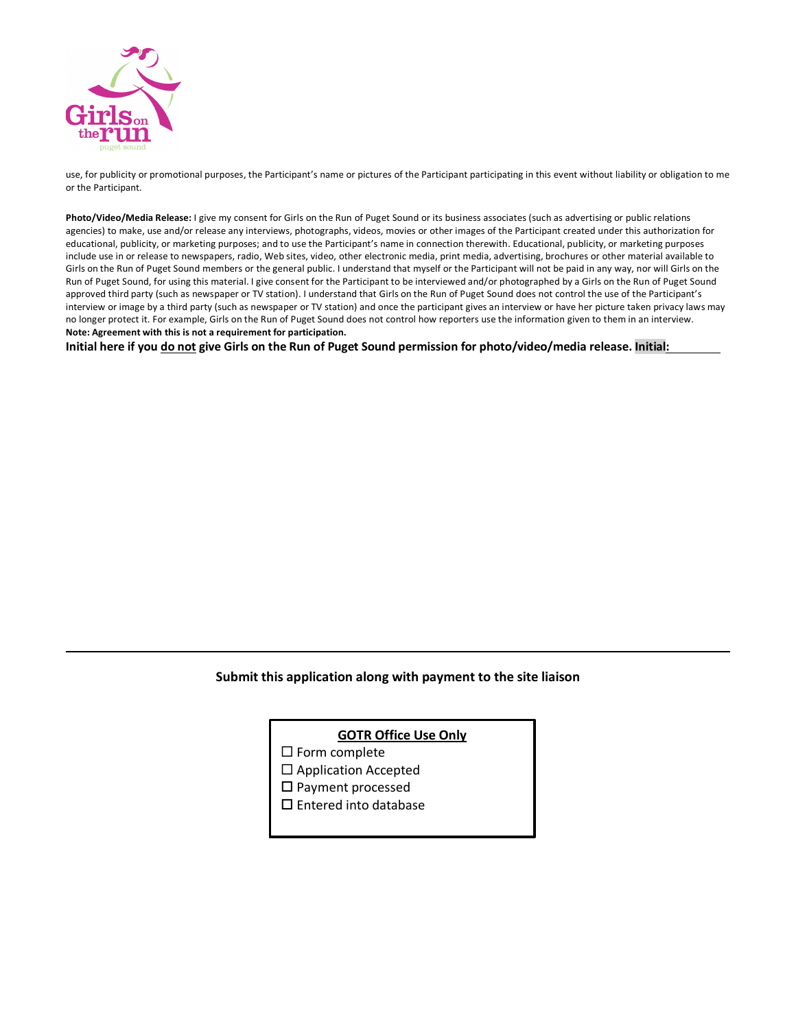use, for publicity or promotional purposes, the Participant's name or pictures of the Participant participating in this event without liability or obligation to me or the Participant.

**Photo/Video/Media Release:** I give my consent for Girls on the Run of Puget Sound or its business associates (such as advertising or public relations agencies) to make, use and/or release any interviews, photographs, videos, movies or other images of the Participant created under this authorization for educational, publicity, or marketing purposes; and to use the Participant's name in connection therewith. Educational, publicity, or marketing purposes include use in or release to newspapers, radio, Web sites, video, other electronic media, print media, advertising, brochures or other material available to Girls on the Run of Puget Sound members or the general public. I understand that myself or the Participant will not be paid in any way, nor will Girls on the Run of Puget Sound, for using this material. I give consent for the Participant to be interviewed and/or photographed by a Girls on the Run of Puget Sound approved third party (such as newspaper or TV station). I understand that Girls on the Run of Puget Sound does not control the use of the Participant's interview or image by a third party (such as newspaper or TV station) and once the participant gives an interview or have her picture taken privacy laws may no longer protect it. For example, Girls on the Run of Puget Sound does not control how reporters use the information given to them in an interview.
**Note: Agreement with this is not a requirement for participation.**

**Initial here if you <u>do not</u> give Girls on the Run of Puget Sound permission for photo/video/media release. Initial:**\_\_\_\_\_\_\_\_

---

**Submit this application along with payment to the site liaison**

**<u>GOTR Office Use Only</u>**

☐ Form complete
☐ Application Accepted
☐ Payment processed
☐ Entered into database